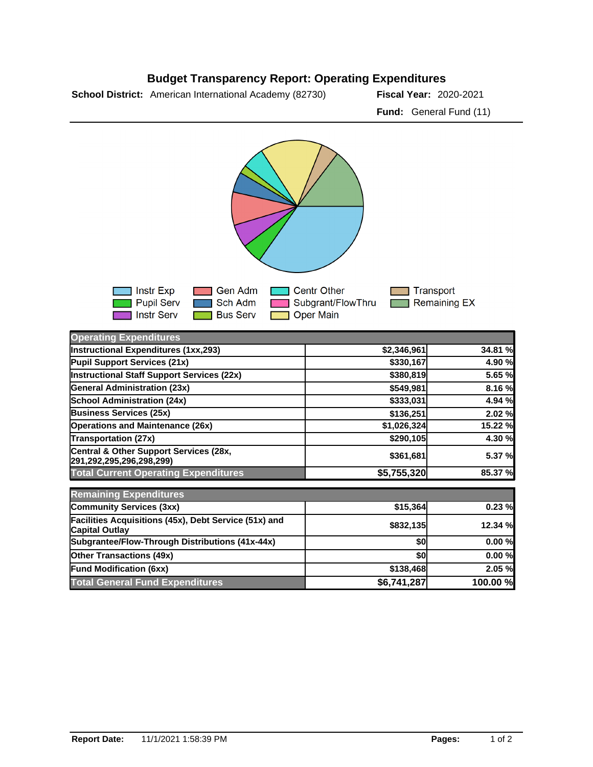# Budget Transparency Report: Operating Expenditures

**School District:** American International Academy (82730) **Fiscal Year:** 2020-2021

**Fund:** General Fund (11)

Instr Exp, Pupil Serv, Instr Serv, Gen Adm, Sch Adm, Bus Serv, Centr Other, Subgrant/FlowThru, Oper Main, Transport, Remaining EX

| Operating Expenditures | | |
|---|---|---|
| Instructional Expenditures (1xx,293) | $2,346,961 | 34.81 % |
| Pupil Support Services (21x) | $330,167 | 4.90 % |
| Instructional Staff Support Services (22x) | $380,819 | 5.65 % |
| General Administration (23x) | $549,981 | 8.16 % |
| School Administration (24x) | $333,031 | 4.94 % |
| Business Services (25x) | $136,251 | 2.02 % |
| Operations and Maintenance (26x) | $1,026,324 | 15.22 % |
| Transportation (27x) | $290,105 | 4.30 % |
| Central & Other Support Services (28x, 291,292,295,296,298,299) | $361,681 | 5.37 % |
| **Total Current Operating Expenditures** | **$5,755,320** | **85.37 %** |

| Remaining Expenditures | | |
|---|---|---|
| Community Services (3xx) | $15,364 | 0.23 % |
| Facilities Acquisitions (45x), Debt Service (51x) and Capital Outlay | $832,135 | 12.34 % |
| Subgrantee/Flow-Through Distributions (41x-44x) | $0 | 0.00 % |
| Other Transactions (49x) | $0 | 0.00 % |
| Fund Modification (6xx) | $138,468 | 2.05 % |
| **Total General Fund Expenditures** | **$6,741,287** | **100.00 %** |

**Report Date:** 11/1/2021 1:58:39 PM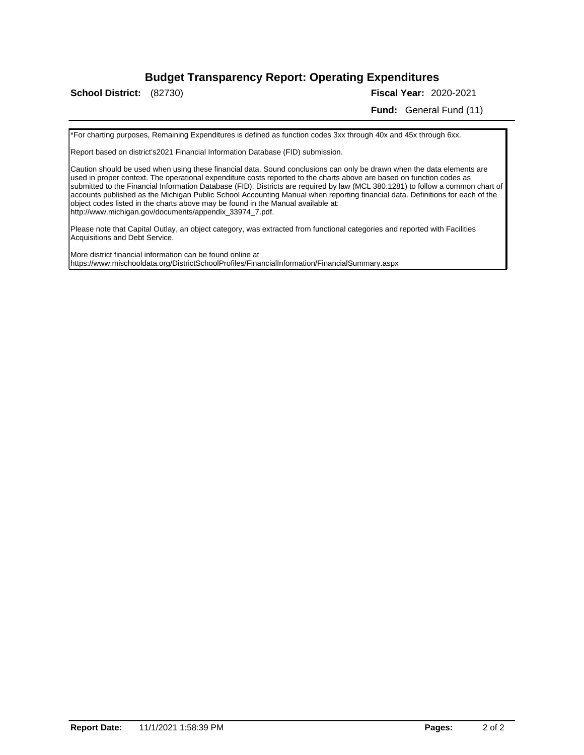## Budget Transparency Report: Operating Expenditures

**School District:** (82730)

**Fiscal Year:** 2020-2021

**Fund:** General Fund (11)

*For charting purposes, Remaining Expenditures is defined as function codes 3xx through 40x and 45x through 6xx.

Report based on district's2021 Financial Information Database (FID) submission.

Caution should be used when using these financial data. Sound conclusions can only be drawn when the data elements are used in proper context. The operational expenditure costs reported to the charts above are based on function codes as submitted to the Financial Information Database (FID). Districts are required by law (MCL 380.1281) to follow a common chart of accounts published as the Michigan Public School Accounting Manual when reporting financial data. Definitions for each of the object codes listed in the charts above may be found in the Manual available at: http://www.michigan.gov/documents/appendix_33974_7.pdf.

Please note that Capital Outlay, an object category, was extracted from functional categories and reported with Facilities Acquisitions and Debt Service.

More district financial information can be found online at https://www.mischooldata.org/DistrictSchoolProfiles/FinancialInformation/FinancialSummary.aspx

**Report Date:** 11/1/2021 1:58:39 PM